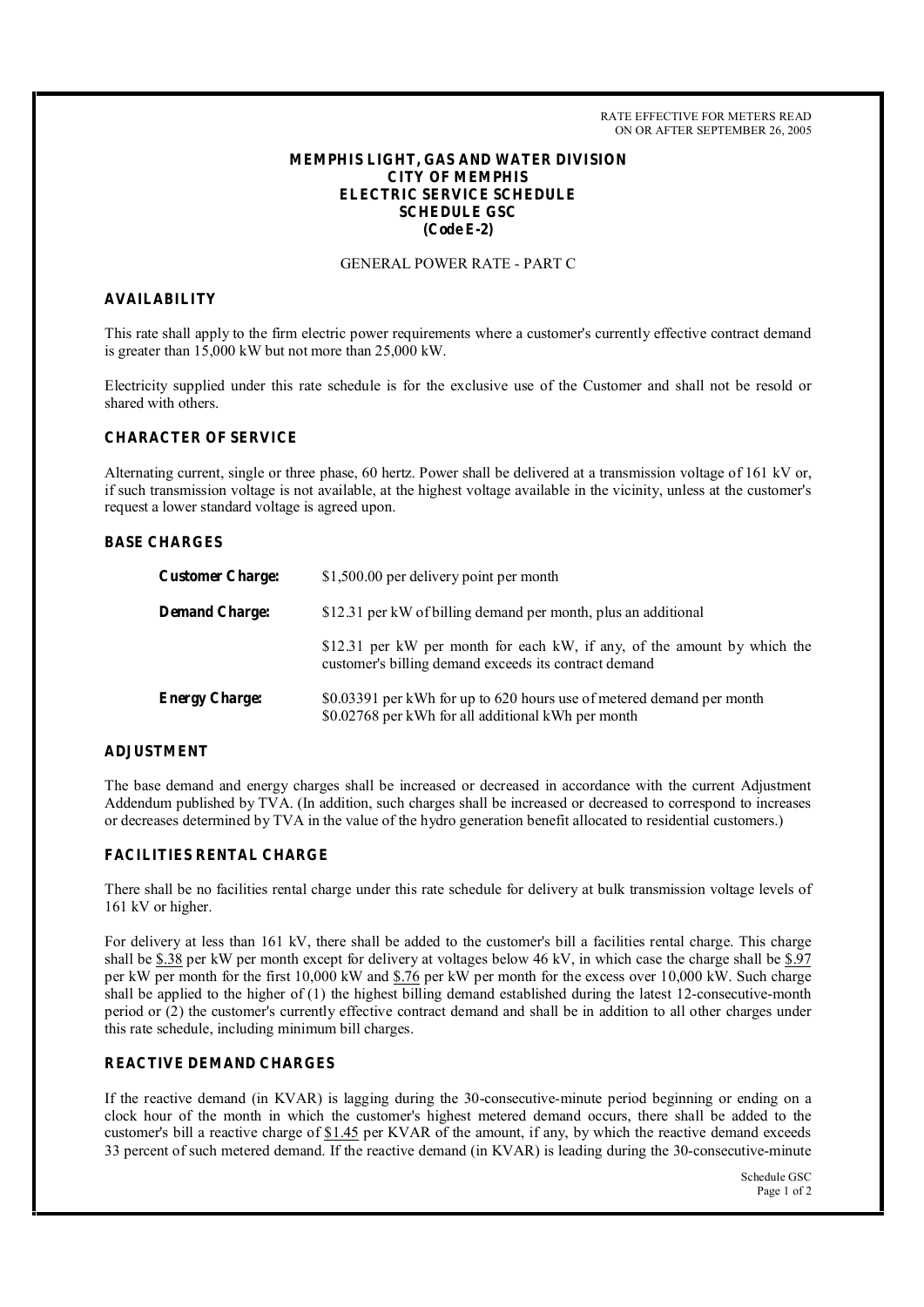RATE EFFECTIVE FOR METERS READ ON OR AFTER SEPTEMBER 26, 2005

**MEMPHIS LIGHT, GAS AND WATER DIVISION**
**CITY OF MEMPHIS**
**ELECTRIC SERVICE SCHEDULE**
**SCHEDULE GSC**
**(Code E-2)**

GENERAL POWER RATE - PART C

## AVAILABILITY

This rate shall apply to the firm electric power requirements where a customer's currently effective contract demand is greater than 15,000 kW but not more than 25,000 kW.

Electricity supplied under this rate schedule is for the exclusive use of the Customer and shall not be resold or shared with others.

## CHARACTER OF SERVICE

Alternating current, single or three phase, 60 hertz. Power shall be delivered at a transmission voltage of 161 kV or, if such transmission voltage is not available, at the highest voltage available in the vicinity, unless at the customer's request a lower standard voltage is agreed upon.

## BASE CHARGES

**Customer Charge:** $1,500.00 per delivery point per month

**Demand Charge:** $12.31 per kW of billing demand per month, plus an additional

$12.31 per kW per month for each kW, if any, of the amount by which the customer's billing demand exceeds its contract demand

**Energy Charge:** $0.03391 per kWh for up to 620 hours use of metered demand per month
$0.02768 per kWh for all additional kWh per month

## ADJUSTMENT

The base demand and energy charges shall be increased or decreased in accordance with the current Adjustment Addendum published by TVA. (In addition, such charges shall be increased or decreased to correspond to increases or decreases determined by TVA in the value of the hydro generation benefit allocated to residential customers.)

## FACILITIES RENTAL CHARGE

There shall be no facilities rental charge under this rate schedule for delivery at bulk transmission voltage levels of 161 kV or higher.

For delivery at less than 161 kV, there shall be added to the customer's bill a facilities rental charge. This charge shall be $.38 per kW per month except for delivery at voltages below 46 kV, in which case the charge shall be $.97 per kW per month for the first 10,000 kW and $.76 per kW per month for the excess over 10,000 kW. Such charge shall be applied to the higher of (1) the highest billing demand established during the latest 12-consecutive-month period or (2) the customer's currently effective contract demand and shall be in addition to all other charges under this rate schedule, including minimum bill charges.

## REACTIVE DEMAND CHARGES

If the reactive demand (in KVAR) is lagging during the 30-consecutive-minute period beginning or ending on a clock hour of the month in which the customer's highest metered demand occurs, there shall be added to the customer's bill a reactive charge of $1.45 per KVAR of the amount, if any, by which the reactive demand exceeds 33 percent of such metered demand. If the reactive demand (in KVAR) is leading during the 30-consecutive-minute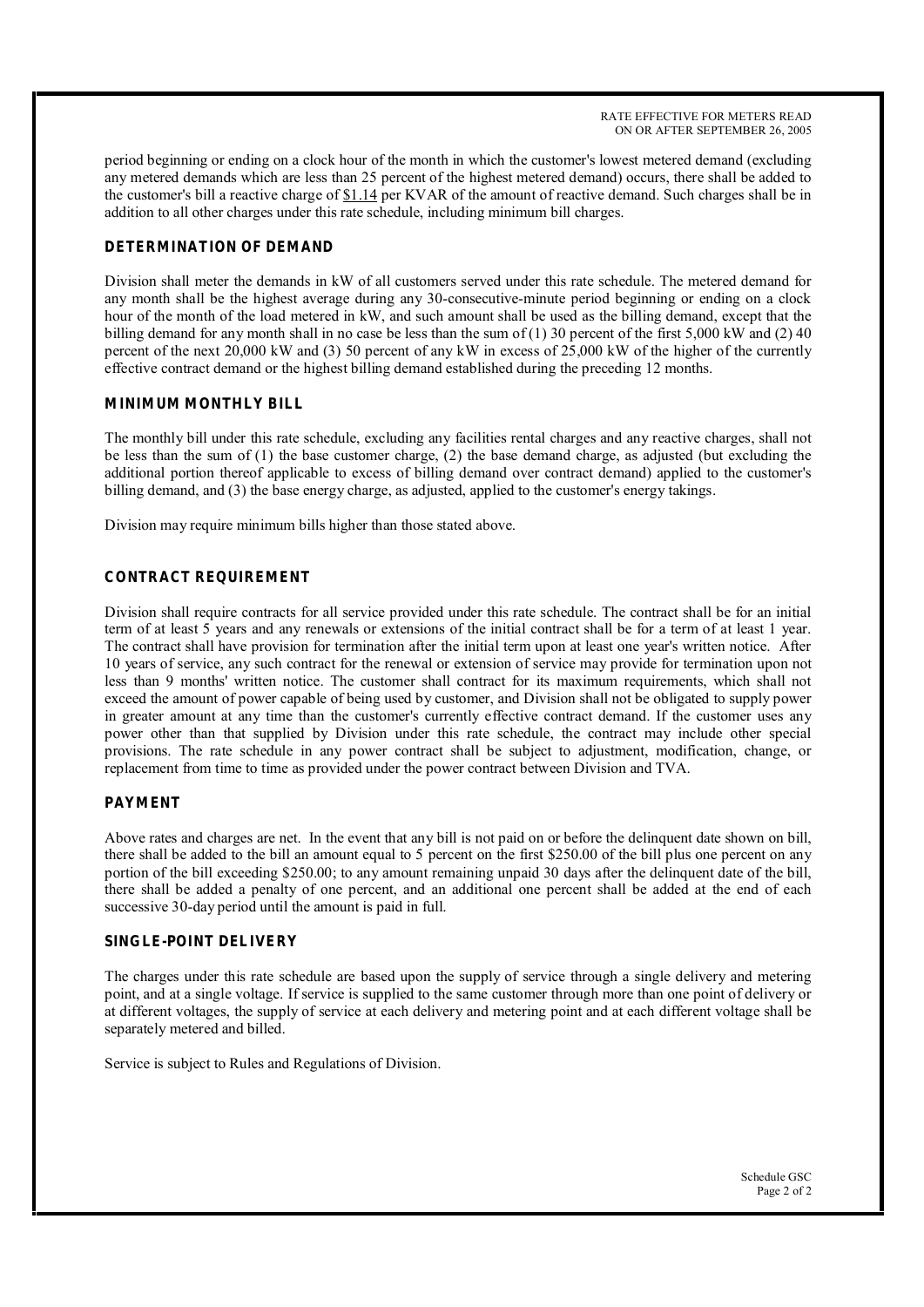RATE EFFECTIVE FOR METERS READ ON OR AFTER SEPTEMBER 26, 2005

period beginning or ending on a clock hour of the month in which the customer's lowest metered demand (excluding any metered demands which are less than 25 percent of the highest metered demand) occurs, there shall be added to the customer's bill a reactive charge of $1.14 per KVAR of the amount of reactive demand. Such charges shall be in addition to all other charges under this rate schedule, including minimum bill charges.

## DETERMINATION OF DEMAND

Division shall meter the demands in kW of all customers served under this rate schedule. The metered demand for any month shall be the highest average during any 30-consecutive-minute period beginning or ending on a clock hour of the month of the load metered in kW, and such amount shall be used as the billing demand, except that the billing demand for any month shall in no case be less than the sum of (1) 30 percent of the first 5,000 kW and (2) 40 percent of the next 20,000 kW and (3) 50 percent of any kW in excess of 25,000 kW of the higher of the currently effective contract demand or the highest billing demand established during the preceding 12 months.

## MINIMUM MONTHLY BILL

The monthly bill under this rate schedule, excluding any facilities rental charges and any reactive charges, shall not be less than the sum of (1) the base customer charge, (2) the base demand charge, as adjusted (but excluding the additional portion thereof applicable to excess of billing demand over contract demand) applied to the customer's billing demand, and (3) the base energy charge, as adjusted, applied to the customer's energy takings.

Division may require minimum bills higher than those stated above.

## CONTRACT REQUIREMENT

Division shall require contracts for all service provided under this rate schedule. The contract shall be for an initial term of at least 5 years and any renewals or extensions of the initial contract shall be for a term of at least 1 year. The contract shall have provision for termination after the initial term upon at least one year's written notice. After 10 years of service, any such contract for the renewal or extension of service may provide for termination upon not less than 9 months' written notice. The customer shall contract for its maximum requirements, which shall not exceed the amount of power capable of being used by customer, and Division shall not be obligated to supply power in greater amount at any time than the customer's currently effective contract demand. If the customer uses any power other than that supplied by Division under this rate schedule, the contract may include other special provisions. The rate schedule in any power contract shall be subject to adjustment, modification, change, or replacement from time to time as provided under the power contract between Division and TVA.

## PAYMENT

Above rates and charges are net. In the event that any bill is not paid on or before the delinquent date shown on bill, there shall be added to the bill an amount equal to 5 percent on the first $250.00 of the bill plus one percent on any portion of the bill exceeding $250.00; to any amount remaining unpaid 30 days after the delinquent date of the bill, there shall be added a penalty of one percent, and an additional one percent shall be added at the end of each successive 30-day period until the amount is paid in full.

## SINGLE-POINT DELIVERY

The charges under this rate schedule are based upon the supply of service through a single delivery and metering point, and at a single voltage. If service is supplied to the same customer through more than one point of delivery or at different voltages, the supply of service at each delivery and metering point and at each different voltage shall be separately metered and billed.

Service is subject to Rules and Regulations of Division.

Schedule GSC